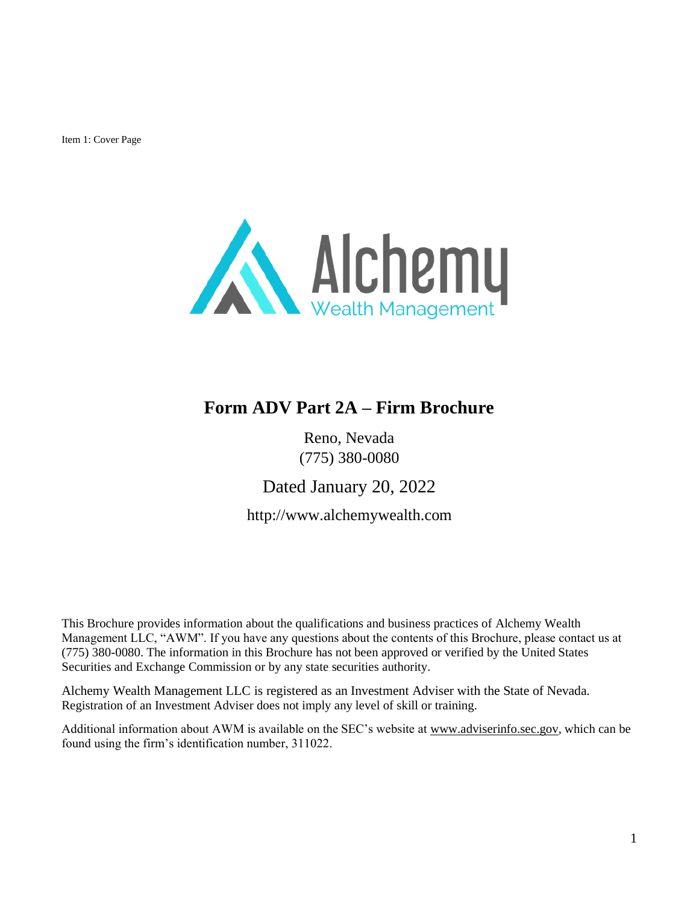Item 1: Cover Page

Alchemy Wealth Management

# Form ADV Part 2A – Firm Brochure

Reno, Nevada
(775) 380-0080

Dated January 20, 2022

http://www.alchemywealth.com

This Brochure provides information about the qualifications and business practices of Alchemy Wealth Management LLC, "AWM". If you have any questions about the contents of this Brochure, please contact us at (775) 380-0080. The information in this Brochure has not been approved or verified by the United States Securities and Exchange Commission or by any state securities authority.

Alchemy Wealth Management LLC is registered as an Investment Adviser with the State of Nevada. Registration of an Investment Adviser does not imply any level of skill or training.

Additional information about AWM is available on the SEC's website at www.adviserinfo.sec.gov, which can be found using the firm's identification number, 311022.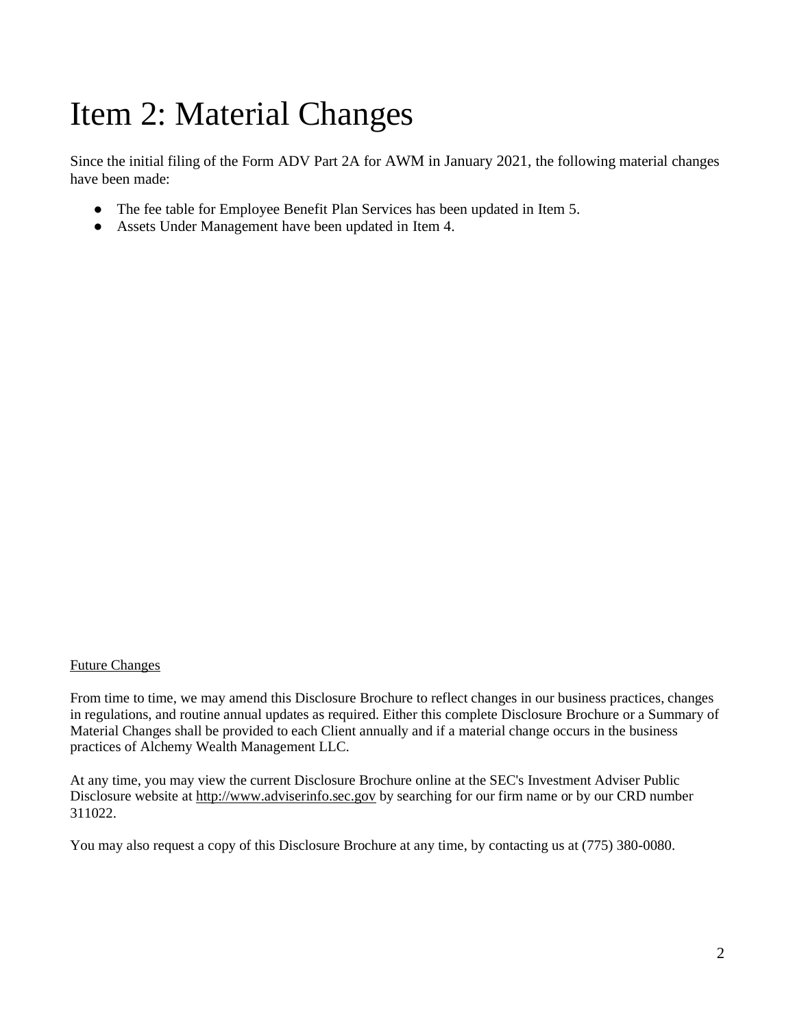# Item 2: Material Changes

Since the initial filing of the Form ADV Part 2A for AWM in January 2021, the following material changes have been made:

- The fee table for Employee Benefit Plan Services has been updated in Item 5.
- Assets Under Management have been updated in Item 4.

Future Changes

From time to time, we may amend this Disclosure Brochure to reflect changes in our business practices, changes in regulations, and routine annual updates as required. Either this complete Disclosure Brochure or a Summary of Material Changes shall be provided to each Client annually and if a material change occurs in the business practices of Alchemy Wealth Management LLC.

At any time, you may view the current Disclosure Brochure online at the SEC's Investment Adviser Public Disclosure website at http://www.adviserinfo.sec.gov by searching for our firm name or by our CRD number 311022.

You may also request a copy of this Disclosure Brochure at any time, by contacting us at (775) 380-0080.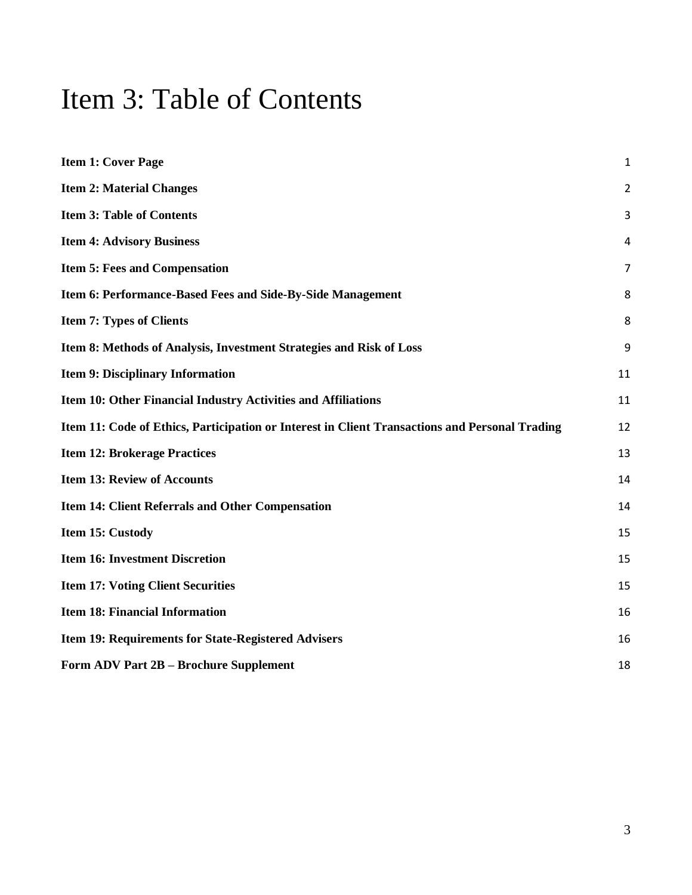# Item 3: Table of Contents

| | |
|---|---|
| **Item 1: Cover Page** | 1 |
| **Item 2: Material Changes** | 2 |
| **Item 3: Table of Contents** | 3 |
| **Item 4: Advisory Business** | 4 |
| **Item 5: Fees and Compensation** | 7 |
| **Item 6: Performance-Based Fees and Side-By-Side Management** | 8 |
| **Item 7: Types of Clients** | 8 |
| **Item 8: Methods of Analysis, Investment Strategies and Risk of Loss** | 9 |
| **Item 9: Disciplinary Information** | 11 |
| **Item 10: Other Financial Industry Activities and Affiliations** | 11 |
| **Item 11: Code of Ethics, Participation or Interest in Client Transactions and Personal Trading** | 12 |
| **Item 12: Brokerage Practices** | 13 |
| **Item 13: Review of Accounts** | 14 |
| **Item 14: Client Referrals and Other Compensation** | 14 |
| **Item 15: Custody** | 15 |
| **Item 16: Investment Discretion** | 15 |
| **Item 17: Voting Client Securities** | 15 |
| **Item 18: Financial Information** | 16 |
| **Item 19: Requirements for State-Registered Advisers** | 16 |
| **Form ADV Part 2B – Brochure Supplement** | 18 |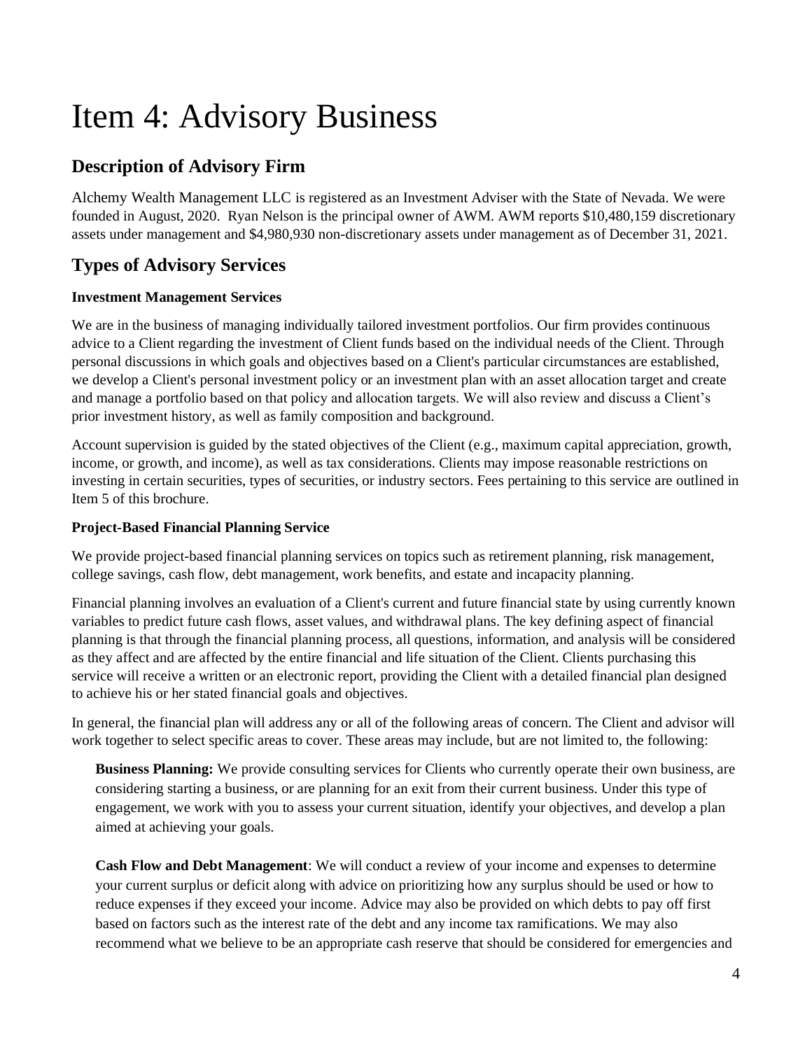# Item 4: Advisory Business

## Description of Advisory Firm

Alchemy Wealth Management LLC is registered as an Investment Adviser with the State of Nevada. We were founded in August, 2020. Ryan Nelson is the principal owner of AWM. AWM reports $10,480,159 discretionary assets under management and $4,980,930 non-discretionary assets under management as of December 31, 2021.

## Types of Advisory Services

**Investment Management Services**

We are in the business of managing individually tailored investment portfolios. Our firm provides continuous advice to a Client regarding the investment of Client funds based on the individual needs of the Client. Through personal discussions in which goals and objectives based on a Client's particular circumstances are established, we develop a Client's personal investment policy or an investment plan with an asset allocation target and create and manage a portfolio based on that policy and allocation targets. We will also review and discuss a Client's prior investment history, as well as family composition and background.

Account supervision is guided by the stated objectives of the Client (e.g., maximum capital appreciation, growth, income, or growth, and income), as well as tax considerations. Clients may impose reasonable restrictions on investing in certain securities, types of securities, or industry sectors. Fees pertaining to this service are outlined in Item 5 of this brochure.

**Project-Based Financial Planning Service**

We provide project-based financial planning services on topics such as retirement planning, risk management, college savings, cash flow, debt management, work benefits, and estate and incapacity planning.

Financial planning involves an evaluation of a Client's current and future financial state by using currently known variables to predict future cash flows, asset values, and withdrawal plans. The key defining aspect of financial planning is that through the financial planning process, all questions, information, and analysis will be considered as they affect and are affected by the entire financial and life situation of the Client. Clients purchasing this service will receive a written or an electronic report, providing the Client with a detailed financial plan designed to achieve his or her stated financial goals and objectives.

In general, the financial plan will address any or all of the following areas of concern. The Client and advisor will work together to select specific areas to cover. These areas may include, but are not limited to, the following:

**Business Planning:** We provide consulting services for Clients who currently operate their own business, are considering starting a business, or are planning for an exit from their current business. Under this type of engagement, we work with you to assess your current situation, identify your objectives, and develop a plan aimed at achieving your goals.

**Cash Flow and Debt Management**: We will conduct a review of your income and expenses to determine your current surplus or deficit along with advice on prioritizing how any surplus should be used or how to reduce expenses if they exceed your income. Advice may also be provided on which debts to pay off first based on factors such as the interest rate of the debt and any income tax ramifications. We may also recommend what we believe to be an appropriate cash reserve that should be considered for emergencies and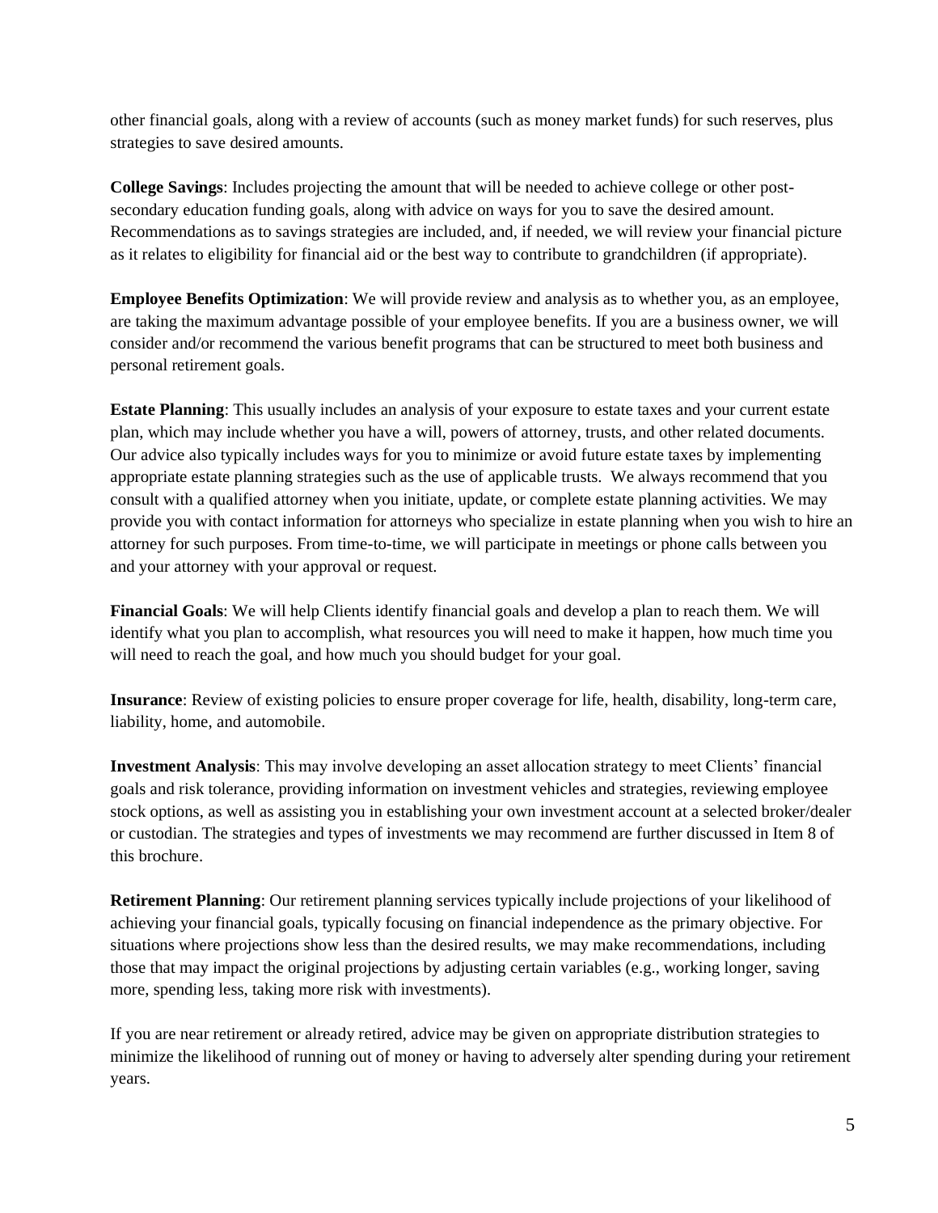other financial goals, along with a review of accounts (such as money market funds) for such reserves, plus strategies to save desired amounts.

**College Savings**: Includes projecting the amount that will be needed to achieve college or other post-secondary education funding goals, along with advice on ways for you to save the desired amount. Recommendations as to savings strategies are included, and, if needed, we will review your financial picture as it relates to eligibility for financial aid or the best way to contribute to grandchildren (if appropriate).

**Employee Benefits Optimization**: We will provide review and analysis as to whether you, as an employee, are taking the maximum advantage possible of your employee benefits. If you are a business owner, we will consider and/or recommend the various benefit programs that can be structured to meet both business and personal retirement goals.

**Estate Planning**: This usually includes an analysis of your exposure to estate taxes and your current estate plan, which may include whether you have a will, powers of attorney, trusts, and other related documents. Our advice also typically includes ways for you to minimize or avoid future estate taxes by implementing appropriate estate planning strategies such as the use of applicable trusts. We always recommend that you consult with a qualified attorney when you initiate, update, or complete estate planning activities. We may provide you with contact information for attorneys who specialize in estate planning when you wish to hire an attorney for such purposes. From time-to-time, we will participate in meetings or phone calls between you and your attorney with your approval or request.

**Financial Goals**: We will help Clients identify financial goals and develop a plan to reach them. We will identify what you plan to accomplish, what resources you will need to make it happen, how much time you will need to reach the goal, and how much you should budget for your goal.

**Insurance**: Review of existing policies to ensure proper coverage for life, health, disability, long-term care, liability, home, and automobile.

**Investment Analysis**: This may involve developing an asset allocation strategy to meet Clients' financial goals and risk tolerance, providing information on investment vehicles and strategies, reviewing employee stock options, as well as assisting you in establishing your own investment account at a selected broker/dealer or custodian. The strategies and types of investments we may recommend are further discussed in Item 8 of this brochure.

**Retirement Planning**: Our retirement planning services typically include projections of your likelihood of achieving your financial goals, typically focusing on financial independence as the primary objective. For situations where projections show less than the desired results, we may make recommendations, including those that may impact the original projections by adjusting certain variables (e.g., working longer, saving more, spending less, taking more risk with investments).

If you are near retirement or already retired, advice may be given on appropriate distribution strategies to minimize the likelihood of running out of money or having to adversely alter spending during your retirement years.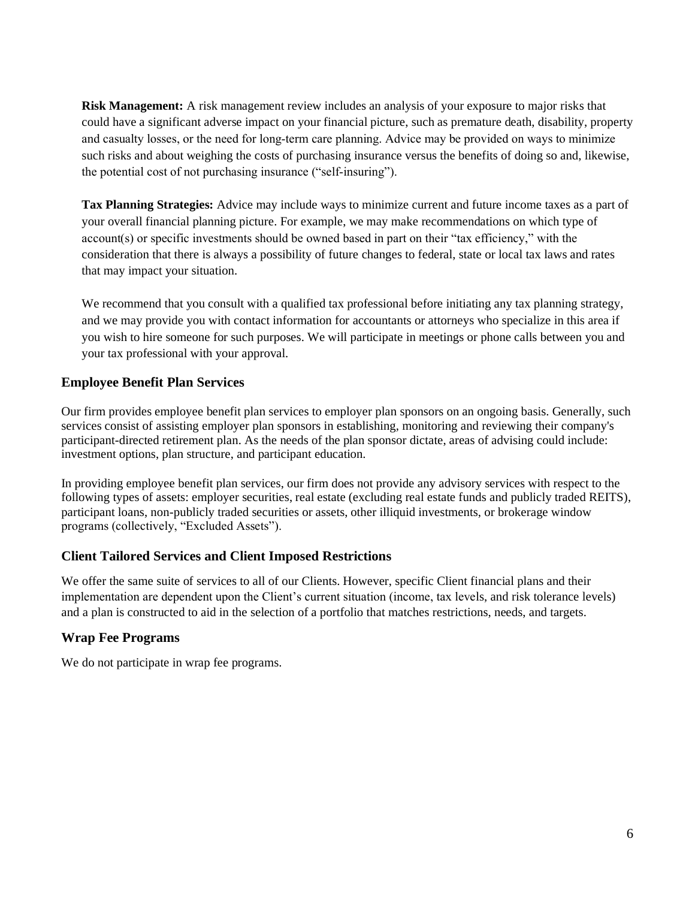**Risk Management:** A risk management review includes an analysis of your exposure to major risks that could have a significant adverse impact on your financial picture, such as premature death, disability, property and casualty losses, or the need for long-term care planning. Advice may be provided on ways to minimize such risks and about weighing the costs of purchasing insurance versus the benefits of doing so and, likewise, the potential cost of not purchasing insurance ("self-insuring").

**Tax Planning Strategies:** Advice may include ways to minimize current and future income taxes as a part of your overall financial planning picture. For example, we may make recommendations on which type of account(s) or specific investments should be owned based in part on their "tax efficiency," with the consideration that there is always a possibility of future changes to federal, state or local tax laws and rates that may impact your situation.

We recommend that you consult with a qualified tax professional before initiating any tax planning strategy, and we may provide you with contact information for accountants or attorneys who specialize in this area if you wish to hire someone for such purposes. We will participate in meetings or phone calls between you and your tax professional with your approval.

### Employee Benefit Plan Services

Our firm provides employee benefit plan services to employer plan sponsors on an ongoing basis. Generally, such services consist of assisting employer plan sponsors in establishing, monitoring and reviewing their company's participant-directed retirement plan. As the needs of the plan sponsor dictate, areas of advising could include: investment options, plan structure, and participant education.

In providing employee benefit plan services, our firm does not provide any advisory services with respect to the following types of assets: employer securities, real estate (excluding real estate funds and publicly traded REITS), participant loans, non-publicly traded securities or assets, other illiquid investments, or brokerage window programs (collectively, "Excluded Assets").

### Client Tailored Services and Client Imposed Restrictions

We offer the same suite of services to all of our Clients. However, specific Client financial plans and their implementation are dependent upon the Client's current situation (income, tax levels, and risk tolerance levels) and a plan is constructed to aid in the selection of a portfolio that matches restrictions, needs, and targets.

### Wrap Fee Programs

We do not participate in wrap fee programs.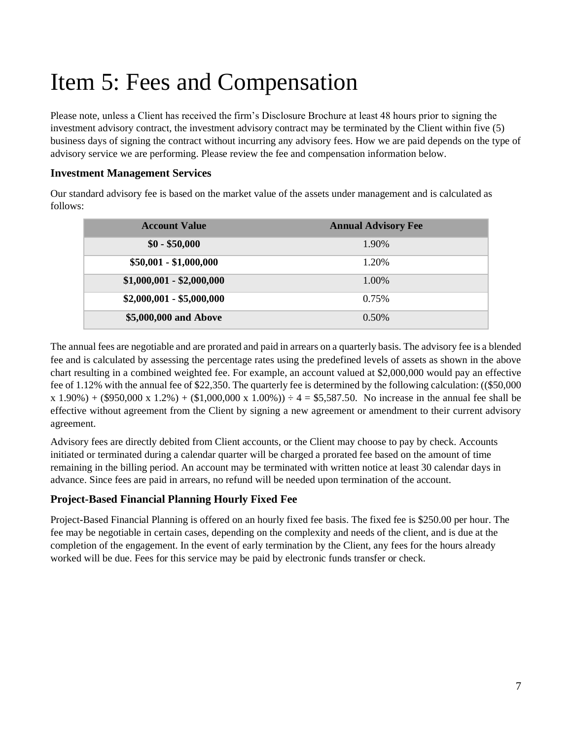# Item 5: Fees and Compensation

Please note, unless a Client has received the firm's Disclosure Brochure at least 48 hours prior to signing the investment advisory contract, the investment advisory contract may be terminated by the Client within five (5) business days of signing the contract without incurring any advisory fees. How we are paid depends on the type of advisory service we are performing. Please review the fee and compensation information below.

### Investment Management Services

Our standard advisory fee is based on the market value of the assets under management and is calculated as follows:

| Account Value | Annual Advisory Fee |
|---|---|
| **$0 - $50,000** | 1.90% |
| **$50,001 - $1,000,000** | 1.20% |
| **$1,000,001 - $2,000,000** | 1.00% |
| **$2,000,001 - $5,000,000** | 0.75% |
| **$5,000,000 and Above** | 0.50% |

The annual fees are negotiable and are prorated and paid in arrears on a quarterly basis. The advisory fee is a blended fee and is calculated by assessing the percentage rates using the predefined levels of assets as shown in the above chart resulting in a combined weighted fee. For example, an account valued at $2,000,000 would pay an effective fee of 1.12% with the annual fee of $22,350. The quarterly fee is determined by the following calculation: (($50,000 x 1.90%) + ($950,000 x 1.2%) + ($1,000,000 x 1.00%)) ÷ 4 = $5,587.50. No increase in the annual fee shall be effective without agreement from the Client by signing a new agreement or amendment to their current advisory agreement.

Advisory fees are directly debited from Client accounts, or the Client may choose to pay by check. Accounts initiated or terminated during a calendar quarter will be charged a prorated fee based on the amount of time remaining in the billing period. An account may be terminated with written notice at least 30 calendar days in advance. Since fees are paid in arrears, no refund will be needed upon termination of the account.

### Project-Based Financial Planning Hourly Fixed Fee

Project-Based Financial Planning is offered on an hourly fixed fee basis. The fixed fee is $250.00 per hour. The fee may be negotiable in certain cases, depending on the complexity and needs of the client, and is due at the completion of the engagement. In the event of early termination by the Client, any fees for the hours already worked will be due. Fees for this service may be paid by electronic funds transfer or check.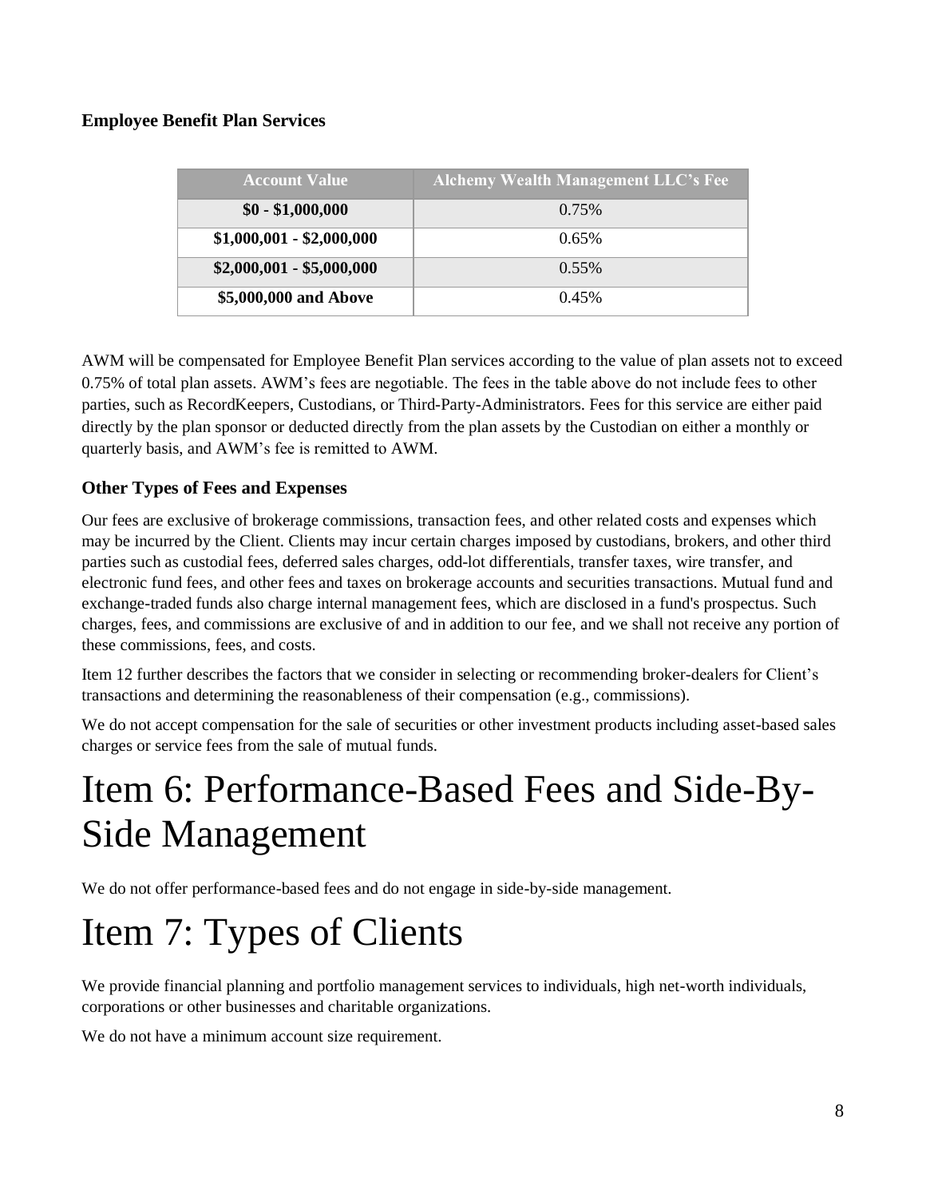### Employee Benefit Plan Services

| Account Value | Alchemy Wealth Management LLC's Fee |
|---|---|
| **$0 - $1,000,000** | 0.75% |
| **$1,000,001 - $2,000,000** | 0.65% |
| **$2,000,001 - $5,000,000** | 0.55% |
| **$5,000,000 and Above** | 0.45% |

AWM will be compensated for Employee Benefit Plan services according to the value of plan assets not to exceed 0.75% of total plan assets. AWM's fees are negotiable. The fees in the table above do not include fees to other parties, such as RecordKeepers, Custodians, or Third-Party-Administrators. Fees for this service are either paid directly by the plan sponsor or deducted directly from the plan assets by the Custodian on either a monthly or quarterly basis, and AWM's fee is remitted to AWM.

### Other Types of Fees and Expenses

Our fees are exclusive of brokerage commissions, transaction fees, and other related costs and expenses which may be incurred by the Client. Clients may incur certain charges imposed by custodians, brokers, and other third parties such as custodial fees, deferred sales charges, odd-lot differentials, transfer taxes, wire transfer, and electronic fund fees, and other fees and taxes on brokerage accounts and securities transactions. Mutual fund and exchange-traded funds also charge internal management fees, which are disclosed in a fund's prospectus. Such charges, fees, and commissions are exclusive of and in addition to our fee, and we shall not receive any portion of these commissions, fees, and costs.

Item 12 further describes the factors that we consider in selecting or recommending broker-dealers for Client's transactions and determining the reasonableness of their compensation (e.g., commissions).

We do not accept compensation for the sale of securities or other investment products including asset-based sales charges or service fees from the sale of mutual funds.

# Item 6: Performance-Based Fees and Side-By-Side Management

We do not offer performance-based fees and do not engage in side-by-side management.

# Item 7: Types of Clients

We provide financial planning and portfolio management services to individuals, high net-worth individuals, corporations or other businesses and charitable organizations.

We do not have a minimum account size requirement.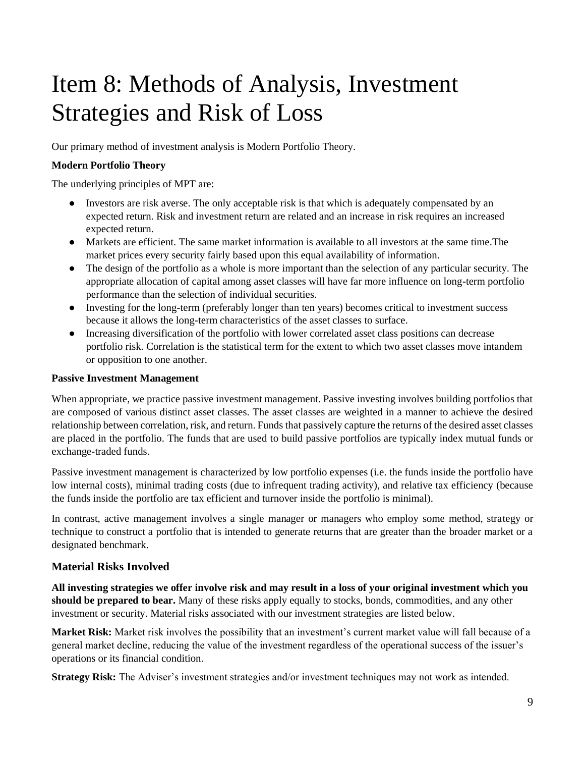# Item 8: Methods of Analysis, Investment Strategies and Risk of Loss

Our primary method of investment analysis is Modern Portfolio Theory.

**Modern Portfolio Theory**

The underlying principles of MPT are:

- Investors are risk averse. The only acceptable risk is that which is adequately compensated by an expected return. Risk and investment return are related and an increase in risk requires an increased expected return.
- Markets are efficient. The same market information is available to all investors at the same time.The market prices every security fairly based upon this equal availability of information.
- The design of the portfolio as a whole is more important than the selection of any particular security. The appropriate allocation of capital among asset classes will have far more influence on long-term portfolio performance than the selection of individual securities.
- Investing for the long-term (preferably longer than ten years) becomes critical to investment success because it allows the long-term characteristics of the asset classes to surface.
- Increasing diversification of the portfolio with lower correlated asset class positions can decrease portfolio risk. Correlation is the statistical term for the extent to which two asset classes move intandem or opposition to one another.

**Passive Investment Management**

When appropriate, we practice passive investment management. Passive investing involves building portfolios that are composed of various distinct asset classes. The asset classes are weighted in a manner to achieve the desired relationship between correlation, risk, and return. Funds that passively capture the returns of the desired asset classes are placed in the portfolio. The funds that are used to build passive portfolios are typically index mutual funds or exchange-traded funds.

Passive investment management is characterized by low portfolio expenses (i.e. the funds inside the portfolio have low internal costs), minimal trading costs (due to infrequent trading activity), and relative tax efficiency (because the funds inside the portfolio are tax efficient and turnover inside the portfolio is minimal).

In contrast, active management involves a single manager or managers who employ some method, strategy or technique to construct a portfolio that is intended to generate returns that are greater than the broader market or a designated benchmark.

## Material Risks Involved

**All investing strategies we offer involve risk and may result in a loss of your original investment which you should be prepared to bear.** Many of these risks apply equally to stocks, bonds, commodities, and any other investment or security. Material risks associated with our investment strategies are listed below.

**Market Risk:** Market risk involves the possibility that an investment's current market value will fall because of a general market decline, reducing the value of the investment regardless of the operational success of the issuer's operations or its financial condition.

**Strategy Risk:** The Adviser's investment strategies and/or investment techniques may not work as intended.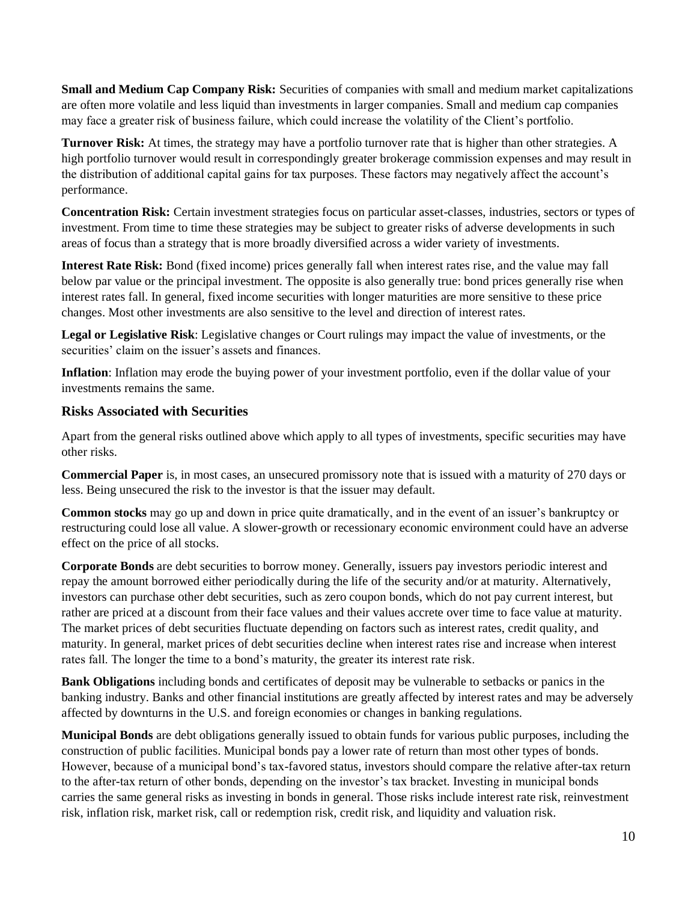**Small and Medium Cap Company Risk:** Securities of companies with small and medium market capitalizations are often more volatile and less liquid than investments in larger companies. Small and medium cap companies may face a greater risk of business failure, which could increase the volatility of the Client's portfolio.

**Turnover Risk:** At times, the strategy may have a portfolio turnover rate that is higher than other strategies. A high portfolio turnover would result in correspondingly greater brokerage commission expenses and may result in the distribution of additional capital gains for tax purposes. These factors may negatively affect the account's performance.

**Concentration Risk:** Certain investment strategies focus on particular asset-classes, industries, sectors or types of investment. From time to time these strategies may be subject to greater risks of adverse developments in such areas of focus than a strategy that is more broadly diversified across a wider variety of investments.

**Interest Rate Risk:** Bond (fixed income) prices generally fall when interest rates rise, and the value may fall below par value or the principal investment. The opposite is also generally true: bond prices generally rise when interest rates fall. In general, fixed income securities with longer maturities are more sensitive to these price changes. Most other investments are also sensitive to the level and direction of interest rates.

**Legal or Legislative Risk**: Legislative changes or Court rulings may impact the value of investments, or the securities' claim on the issuer's assets and finances.

**Inflation**: Inflation may erode the buying power of your investment portfolio, even if the dollar value of your investments remains the same.

### Risks Associated with Securities

Apart from the general risks outlined above which apply to all types of investments, specific securities may have other risks.

**Commercial Paper** is, in most cases, an unsecured promissory note that is issued with a maturity of 270 days or less. Being unsecured the risk to the investor is that the issuer may default.

**Common stocks** may go up and down in price quite dramatically, and in the event of an issuer's bankruptcy or restructuring could lose all value. A slower-growth or recessionary economic environment could have an adverse effect on the price of all stocks.

**Corporate Bonds** are debt securities to borrow money. Generally, issuers pay investors periodic interest and repay the amount borrowed either periodically during the life of the security and/or at maturity. Alternatively, investors can purchase other debt securities, such as zero coupon bonds, which do not pay current interest, but rather are priced at a discount from their face values and their values accrete over time to face value at maturity. The market prices of debt securities fluctuate depending on factors such as interest rates, credit quality, and maturity. In general, market prices of debt securities decline when interest rates rise and increase when interest rates fall. The longer the time to a bond's maturity, the greater its interest rate risk.

**Bank Obligations** including bonds and certificates of deposit may be vulnerable to setbacks or panics in the banking industry. Banks and other financial institutions are greatly affected by interest rates and may be adversely affected by downturns in the U.S. and foreign economies or changes in banking regulations.

**Municipal Bonds** are debt obligations generally issued to obtain funds for various public purposes, including the construction of public facilities. Municipal bonds pay a lower rate of return than most other types of bonds. However, because of a municipal bond's tax-favored status, investors should compare the relative after-tax return to the after-tax return of other bonds, depending on the investor's tax bracket. Investing in municipal bonds carries the same general risks as investing in bonds in general. Those risks include interest rate risk, reinvestment risk, inflation risk, market risk, call or redemption risk, credit risk, and liquidity and valuation risk.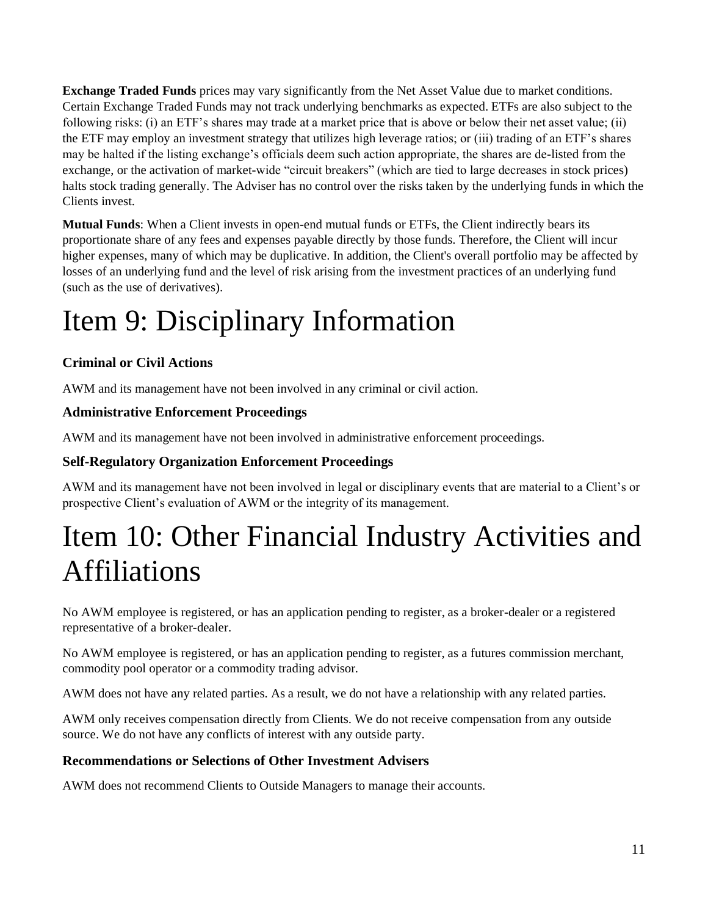**Exchange Traded Funds** prices may vary significantly from the Net Asset Value due to market conditions. Certain Exchange Traded Funds may not track underlying benchmarks as expected. ETFs are also subject to the following risks: (i) an ETF's shares may trade at a market price that is above or below their net asset value; (ii) the ETF may employ an investment strategy that utilizes high leverage ratios; or (iii) trading of an ETF's shares may be halted if the listing exchange's officials deem such action appropriate, the shares are de-listed from the exchange, or the activation of market-wide "circuit breakers" (which are tied to large decreases in stock prices) halts stock trading generally. The Adviser has no control over the risks taken by the underlying funds in which the Clients invest.

**Mutual Funds**: When a Client invests in open-end mutual funds or ETFs, the Client indirectly bears its proportionate share of any fees and expenses payable directly by those funds. Therefore, the Client will incur higher expenses, many of which may be duplicative. In addition, the Client's overall portfolio may be affected by losses of an underlying fund and the level of risk arising from the investment practices of an underlying fund (such as the use of derivatives).

# Item 9: Disciplinary Information

### Criminal or Civil Actions

AWM and its management have not been involved in any criminal or civil action.

### Administrative Enforcement Proceedings

AWM and its management have not been involved in administrative enforcement proceedings.

### Self-Regulatory Organization Enforcement Proceedings

AWM and its management have not been involved in legal or disciplinary events that are material to a Client's or prospective Client's evaluation of AWM or the integrity of its management.

# Item 10: Other Financial Industry Activities and Affiliations

No AWM employee is registered, or has an application pending to register, as a broker-dealer or a registered representative of a broker-dealer.

No AWM employee is registered, or has an application pending to register, as a futures commission merchant, commodity pool operator or a commodity trading advisor.

AWM does not have any related parties. As a result, we do not have a relationship with any related parties.

AWM only receives compensation directly from Clients. We do not receive compensation from any outside source. We do not have any conflicts of interest with any outside party.

### Recommendations or Selections of Other Investment Advisers

AWM does not recommend Clients to Outside Managers to manage their accounts.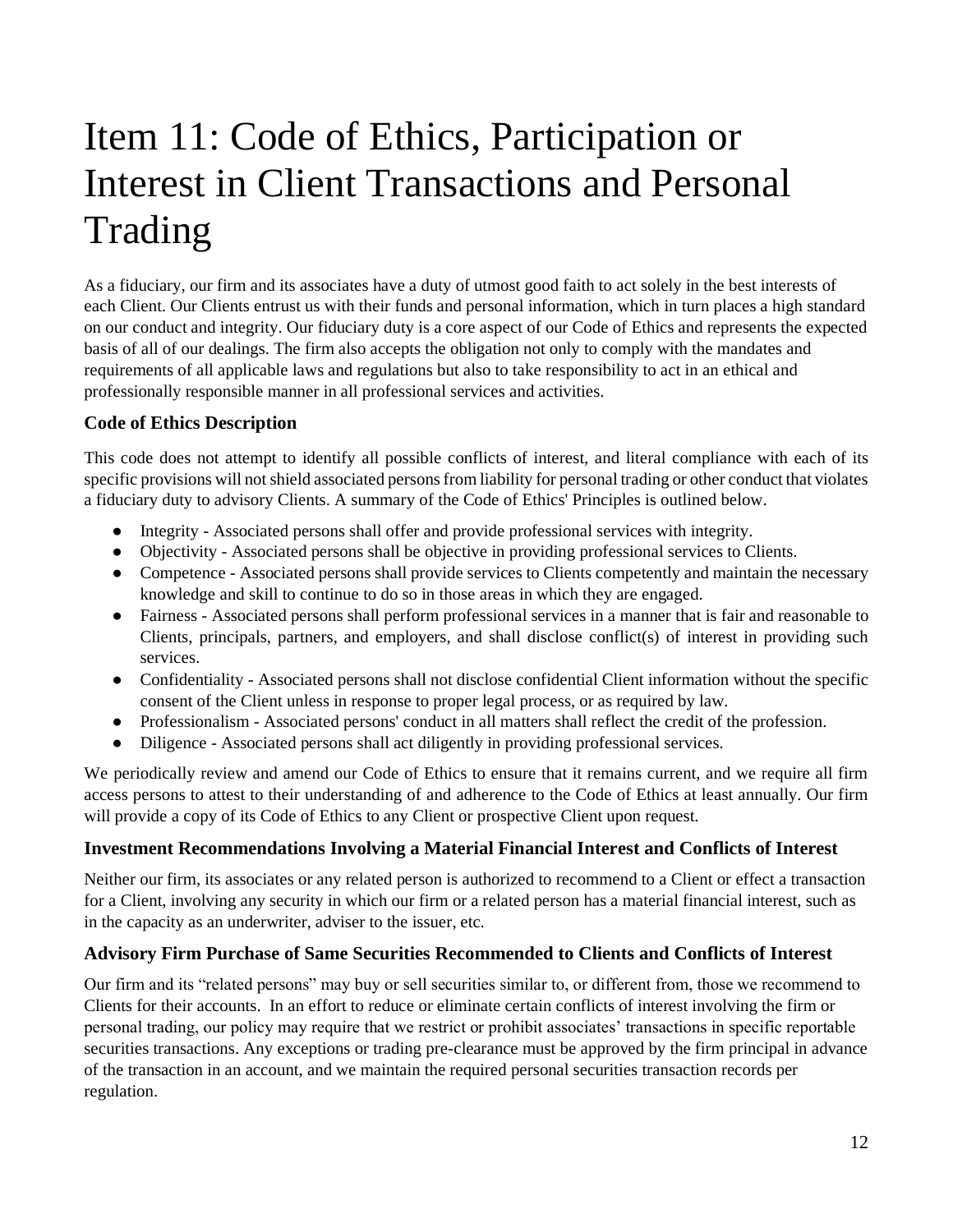# Item 11: Code of Ethics, Participation or Interest in Client Transactions and Personal Trading

As a fiduciary, our firm and its associates have a duty of utmost good faith to act solely in the best interests of each Client. Our Clients entrust us with their funds and personal information, which in turn places a high standard on our conduct and integrity. Our fiduciary duty is a core aspect of our Code of Ethics and represents the expected basis of all of our dealings. The firm also accepts the obligation not only to comply with the mandates and requirements of all applicable laws and regulations but also to take responsibility to act in an ethical and professionally responsible manner in all professional services and activities.

### Code of Ethics Description

This code does not attempt to identify all possible conflicts of interest, and literal compliance with each of its specific provisions will not shield associated persons from liability for personal trading or other conduct that violates a fiduciary duty to advisory Clients. A summary of the Code of Ethics' Principles is outlined below.

- Integrity - Associated persons shall offer and provide professional services with integrity.
- Objectivity - Associated persons shall be objective in providing professional services to Clients.
- Competence - Associated persons shall provide services to Clients competently and maintain the necessary knowledge and skill to continue to do so in those areas in which they are engaged.
- Fairness - Associated persons shall perform professional services in a manner that is fair and reasonable to Clients, principals, partners, and employers, and shall disclose conflict(s) of interest in providing such services.
- Confidentiality - Associated persons shall not disclose confidential Client information without the specific consent of the Client unless in response to proper legal process, or as required by law.
- Professionalism - Associated persons' conduct in all matters shall reflect the credit of the profession.
- Diligence - Associated persons shall act diligently in providing professional services.

We periodically review and amend our Code of Ethics to ensure that it remains current, and we require all firm access persons to attest to their understanding of and adherence to the Code of Ethics at least annually. Our firm will provide a copy of its Code of Ethics to any Client or prospective Client upon request.

### Investment Recommendations Involving a Material Financial Interest and Conflicts of Interest

Neither our firm, its associates or any related person is authorized to recommend to a Client or effect a transaction for a Client, involving any security in which our firm or a related person has a material financial interest, such as in the capacity as an underwriter, adviser to the issuer, etc.

### Advisory Firm Purchase of Same Securities Recommended to Clients and Conflicts of Interest

Our firm and its "related persons" may buy or sell securities similar to, or different from, those we recommend to Clients for their accounts. In an effort to reduce or eliminate certain conflicts of interest involving the firm or personal trading, our policy may require that we restrict or prohibit associates' transactions in specific reportable securities transactions. Any exceptions or trading pre-clearance must be approved by the firm principal in advance of the transaction in an account, and we maintain the required personal securities transaction records per regulation.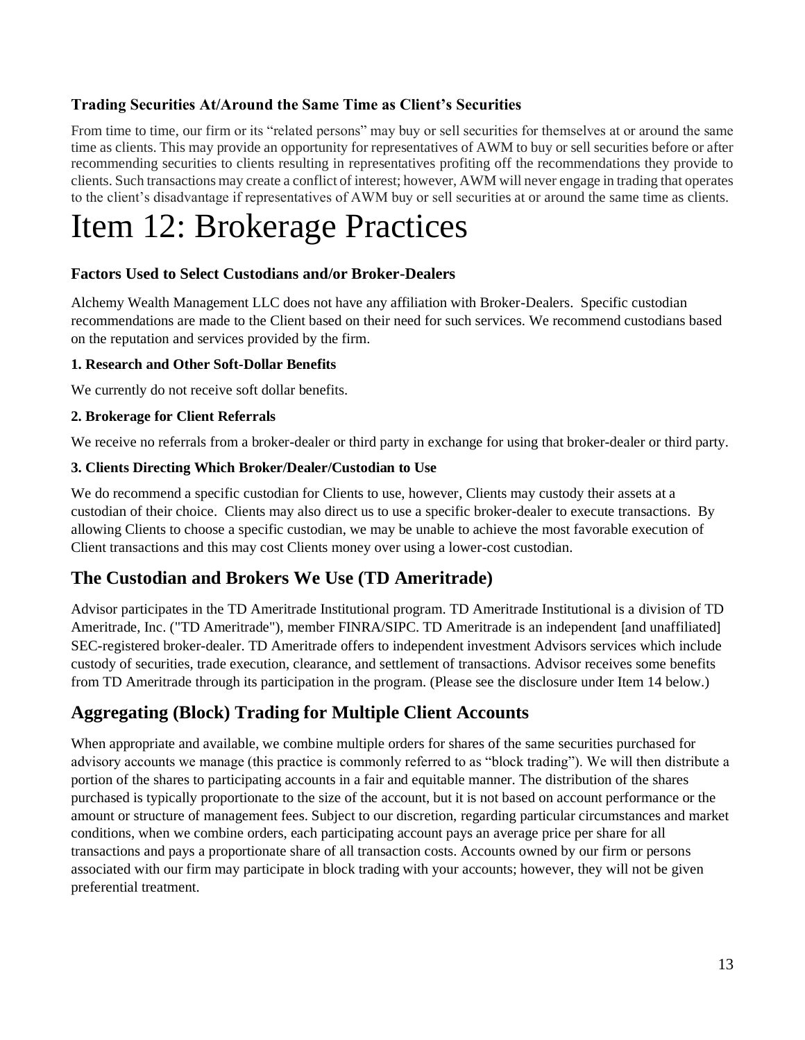### Trading Securities At/Around the Same Time as Client's Securities

From time to time, our firm or its "related persons" may buy or sell securities for themselves at or around the same time as clients. This may provide an opportunity for representatives of AWM to buy or sell securities before or after recommending securities to clients resulting in representatives profiting off the recommendations they provide to clients. Such transactions may create a conflict of interest; however, AWM will never engage in trading that operates to the client's disadvantage if representatives of AWM buy or sell securities at or around the same time as clients.

# Item 12: Brokerage Practices

### Factors Used to Select Custodians and/or Broker-Dealers

Alchemy Wealth Management LLC does not have any affiliation with Broker-Dealers. Specific custodian recommendations are made to the Client based on their need for such services. We recommend custodians based on the reputation and services provided by the firm.

#### 1. Research and Other Soft-Dollar Benefits

We currently do not receive soft dollar benefits.

#### 2. Brokerage for Client Referrals

We receive no referrals from a broker-dealer or third party in exchange for using that broker-dealer or third party.

#### 3. Clients Directing Which Broker/Dealer/Custodian to Use

We do recommend a specific custodian for Clients to use, however, Clients may custody their assets at a custodian of their choice. Clients may also direct us to use a specific broker-dealer to execute transactions. By allowing Clients to choose a specific custodian, we may be unable to achieve the most favorable execution of Client transactions and this may cost Clients money over using a lower-cost custodian.

## The Custodian and Brokers We Use (TD Ameritrade)

Advisor participates in the TD Ameritrade Institutional program. TD Ameritrade Institutional is a division of TD Ameritrade, Inc. ("TD Ameritrade"), member FINRA/SIPC. TD Ameritrade is an independent [and unaffiliated] SEC-registered broker-dealer. TD Ameritrade offers to independent investment Advisors services which include custody of securities, trade execution, clearance, and settlement of transactions. Advisor receives some benefits from TD Ameritrade through its participation in the program. (Please see the disclosure under Item 14 below.)

## Aggregating (Block) Trading for Multiple Client Accounts

When appropriate and available, we combine multiple orders for shares of the same securities purchased for advisory accounts we manage (this practice is commonly referred to as "block trading"). We will then distribute a portion of the shares to participating accounts in a fair and equitable manner. The distribution of the shares purchased is typically proportionate to the size of the account, but it is not based on account performance or the amount or structure of management fees. Subject to our discretion, regarding particular circumstances and market conditions, when we combine orders, each participating account pays an average price per share for all transactions and pays a proportionate share of all transaction costs. Accounts owned by our firm or persons associated with our firm may participate in block trading with your accounts; however, they will not be given preferential treatment.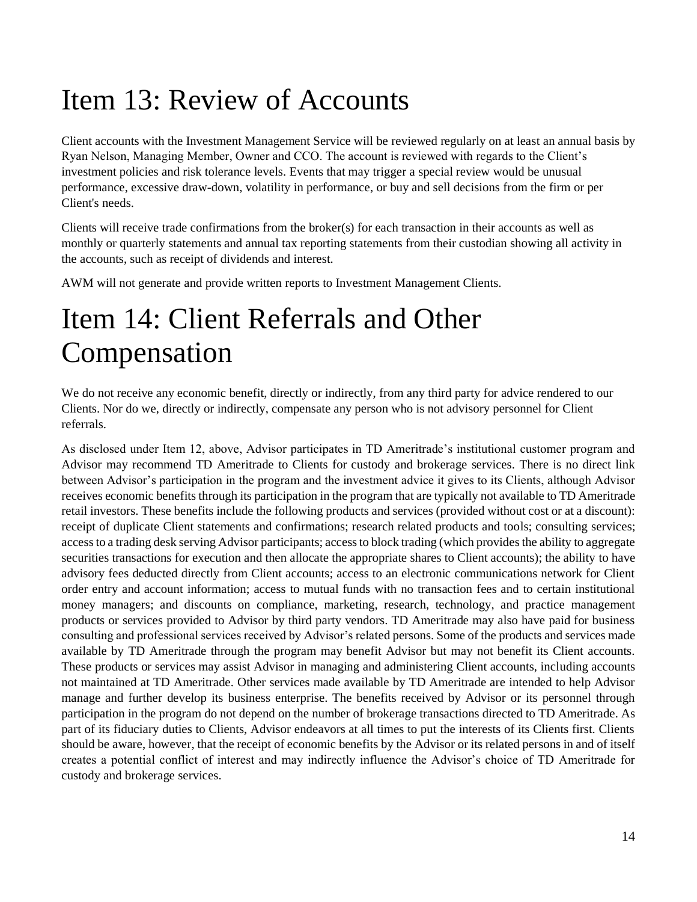# Item 13: Review of Accounts

Client accounts with the Investment Management Service will be reviewed regularly on at least an annual basis by Ryan Nelson, Managing Member, Owner and CCO. The account is reviewed with regards to the Client's investment policies and risk tolerance levels. Events that may trigger a special review would be unusual performance, excessive draw-down, volatility in performance, or buy and sell decisions from the firm or per Client's needs.

Clients will receive trade confirmations from the broker(s) for each transaction in their accounts as well as monthly or quarterly statements and annual tax reporting statements from their custodian showing all activity in the accounts, such as receipt of dividends and interest.

AWM will not generate and provide written reports to Investment Management Clients.

# Item 14: Client Referrals and Other Compensation

We do not receive any economic benefit, directly or indirectly, from any third party for advice rendered to our Clients. Nor do we, directly or indirectly, compensate any person who is not advisory personnel for Client referrals.

As disclosed under Item 12, above, Advisor participates in TD Ameritrade's institutional customer program and Advisor may recommend TD Ameritrade to Clients for custody and brokerage services. There is no direct link between Advisor's participation in the program and the investment advice it gives to its Clients, although Advisor receives economic benefits through its participation in the program that are typically not available to TD Ameritrade retail investors. These benefits include the following products and services (provided without cost or at a discount): receipt of duplicate Client statements and confirmations; research related products and tools; consulting services; access to a trading desk serving Advisor participants; access to block trading (which provides the ability to aggregate securities transactions for execution and then allocate the appropriate shares to Client accounts); the ability to have advisory fees deducted directly from Client accounts; access to an electronic communications network for Client order entry and account information; access to mutual funds with no transaction fees and to certain institutional money managers; and discounts on compliance, marketing, research, technology, and practice management products or services provided to Advisor by third party vendors. TD Ameritrade may also have paid for business consulting and professional services received by Advisor's related persons. Some of the products and services made available by TD Ameritrade through the program may benefit Advisor but may not benefit its Client accounts. These products or services may assist Advisor in managing and administering Client accounts, including accounts not maintained at TD Ameritrade. Other services made available by TD Ameritrade are intended to help Advisor manage and further develop its business enterprise. The benefits received by Advisor or its personnel through participation in the program do not depend on the number of brokerage transactions directed to TD Ameritrade. As part of its fiduciary duties to Clients, Advisor endeavors at all times to put the interests of its Clients first. Clients should be aware, however, that the receipt of economic benefits by the Advisor or its related persons in and of itself creates a potential conflict of interest and may indirectly influence the Advisor's choice of TD Ameritrade for custody and brokerage services.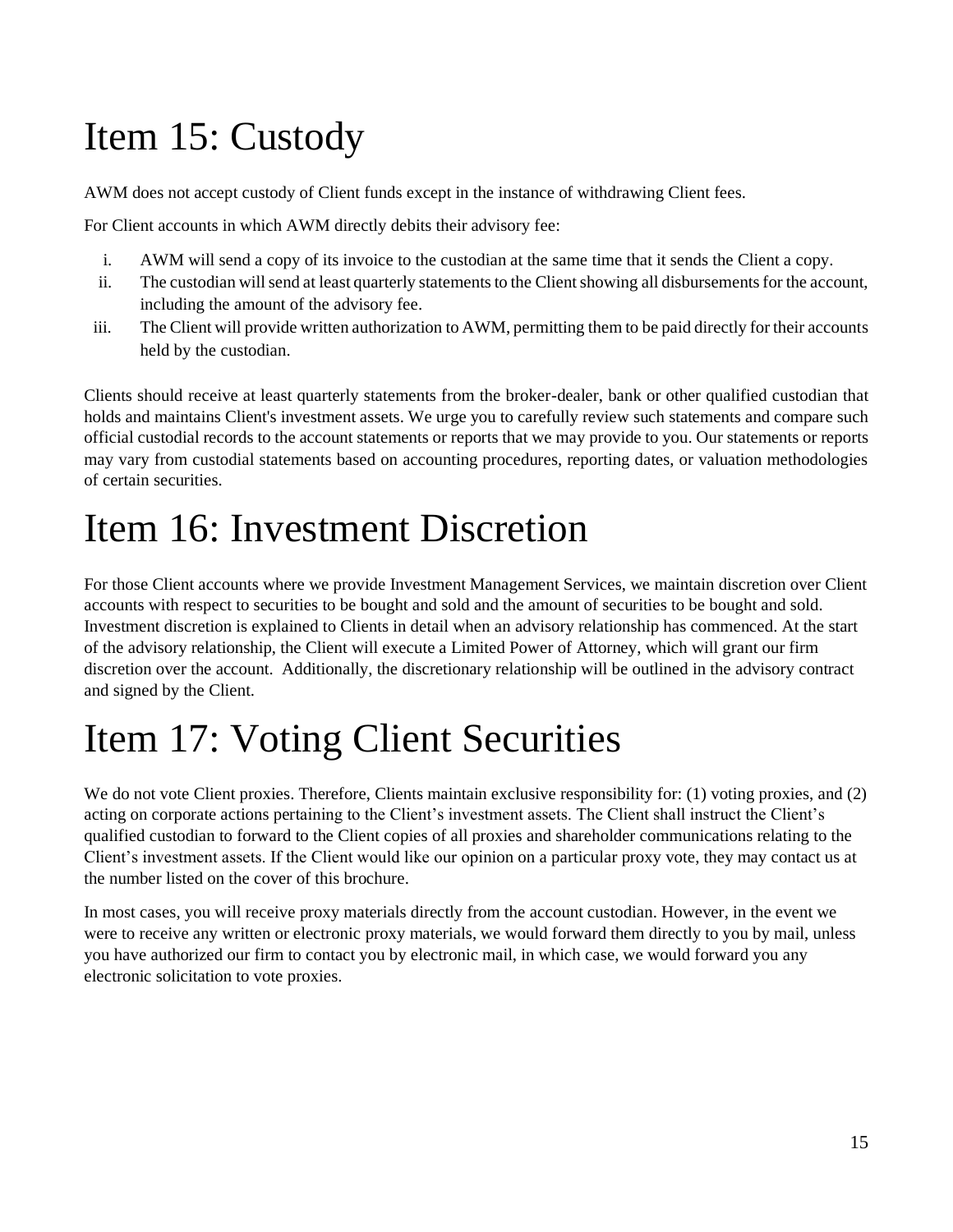# Item 15: Custody

AWM does not accept custody of Client funds except in the instance of withdrawing Client fees.

For Client accounts in which AWM directly debits their advisory fee:

i. AWM will send a copy of its invoice to the custodian at the same time that it sends the Client a copy.
ii. The custodian will send at least quarterly statements to the Client showing all disbursements for the account, including the amount of the advisory fee.
iii. The Client will provide written authorization to AWM, permitting them to be paid directly for their accounts held by the custodian.

Clients should receive at least quarterly statements from the broker-dealer, bank or other qualified custodian that holds and maintains Client's investment assets. We urge you to carefully review such statements and compare such official custodial records to the account statements or reports that we may provide to you. Our statements or reports may vary from custodial statements based on accounting procedures, reporting dates, or valuation methodologies of certain securities.

# Item 16: Investment Discretion

For those Client accounts where we provide Investment Management Services, we maintain discretion over Client accounts with respect to securities to be bought and sold and the amount of securities to be bought and sold. Investment discretion is explained to Clients in detail when an advisory relationship has commenced. At the start of the advisory relationship, the Client will execute a Limited Power of Attorney, which will grant our firm discretion over the account. Additionally, the discretionary relationship will be outlined in the advisory contract and signed by the Client.

# Item 17: Voting Client Securities

We do not vote Client proxies. Therefore, Clients maintain exclusive responsibility for: (1) voting proxies, and (2) acting on corporate actions pertaining to the Client's investment assets. The Client shall instruct the Client's qualified custodian to forward to the Client copies of all proxies and shareholder communications relating to the Client's investment assets. If the Client would like our opinion on a particular proxy vote, they may contact us at the number listed on the cover of this brochure.

In most cases, you will receive proxy materials directly from the account custodian. However, in the event we were to receive any written or electronic proxy materials, we would forward them directly to you by mail, unless you have authorized our firm to contact you by electronic mail, in which case, we would forward you any electronic solicitation to vote proxies.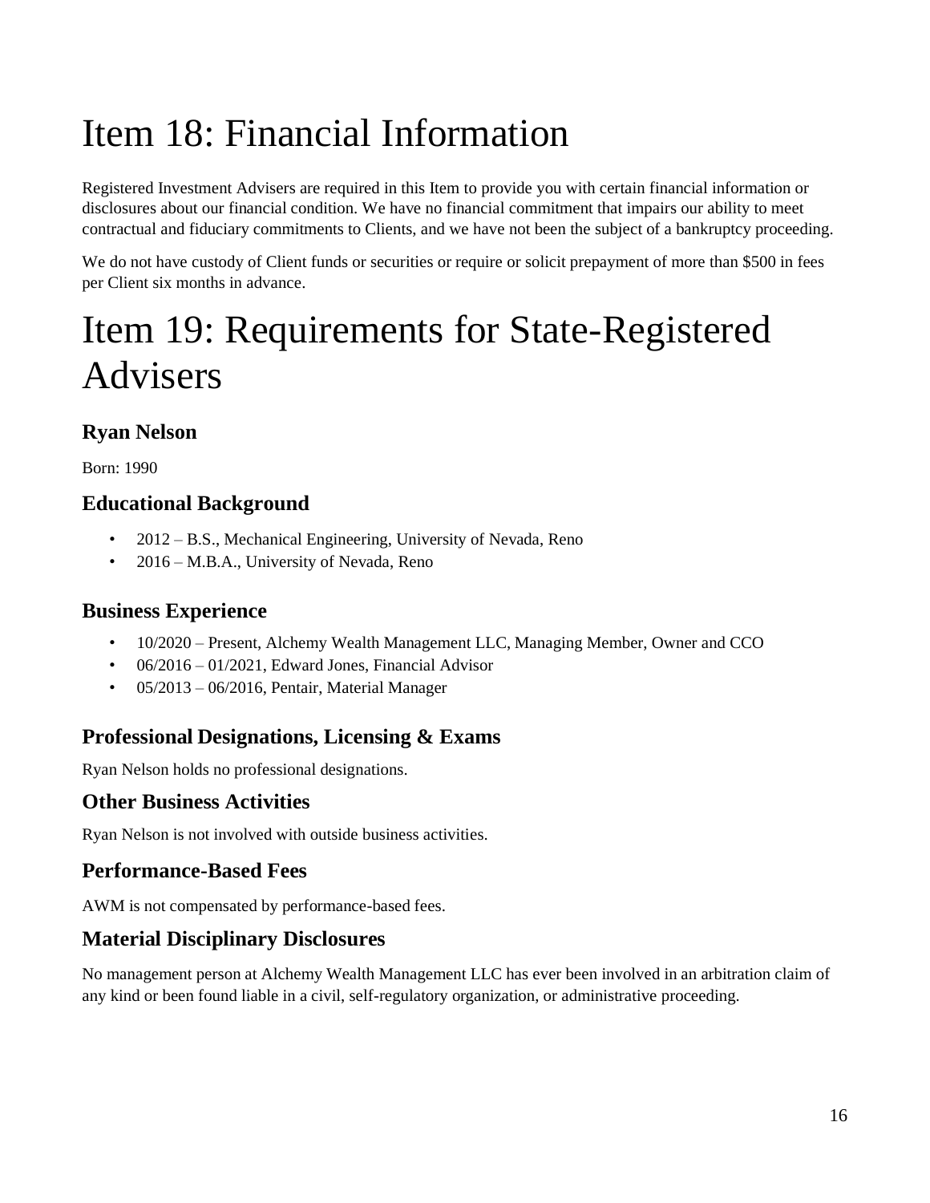# Item 18: Financial Information

Registered Investment Advisers are required in this Item to provide you with certain financial information or disclosures about our financial condition. We have no financial commitment that impairs our ability to meet contractual and fiduciary commitments to Clients, and we have not been the subject of a bankruptcy proceeding.

We do not have custody of Client funds or securities or require or solicit prepayment of more than $500 in fees per Client six months in advance.

# Item 19: Requirements for State-Registered Advisers

### Ryan Nelson

Born: 1990

### Educational Background

- 2012 – B.S., Mechanical Engineering, University of Nevada, Reno
- 2016 – M.B.A., University of Nevada, Reno

### Business Experience

- 10/2020 – Present, Alchemy Wealth Management LLC, Managing Member, Owner and CCO
- 06/2016 – 01/2021, Edward Jones, Financial Advisor
- 05/2013 – 06/2016, Pentair, Material Manager

### Professional Designations, Licensing & Exams

Ryan Nelson holds no professional designations.

### Other Business Activities

Ryan Nelson is not involved with outside business activities.

### Performance-Based Fees

AWM is not compensated by performance-based fees.

### Material Disciplinary Disclosures

No management person at Alchemy Wealth Management LLC has ever been involved in an arbitration claim of any kind or been found liable in a civil, self-regulatory organization, or administrative proceeding.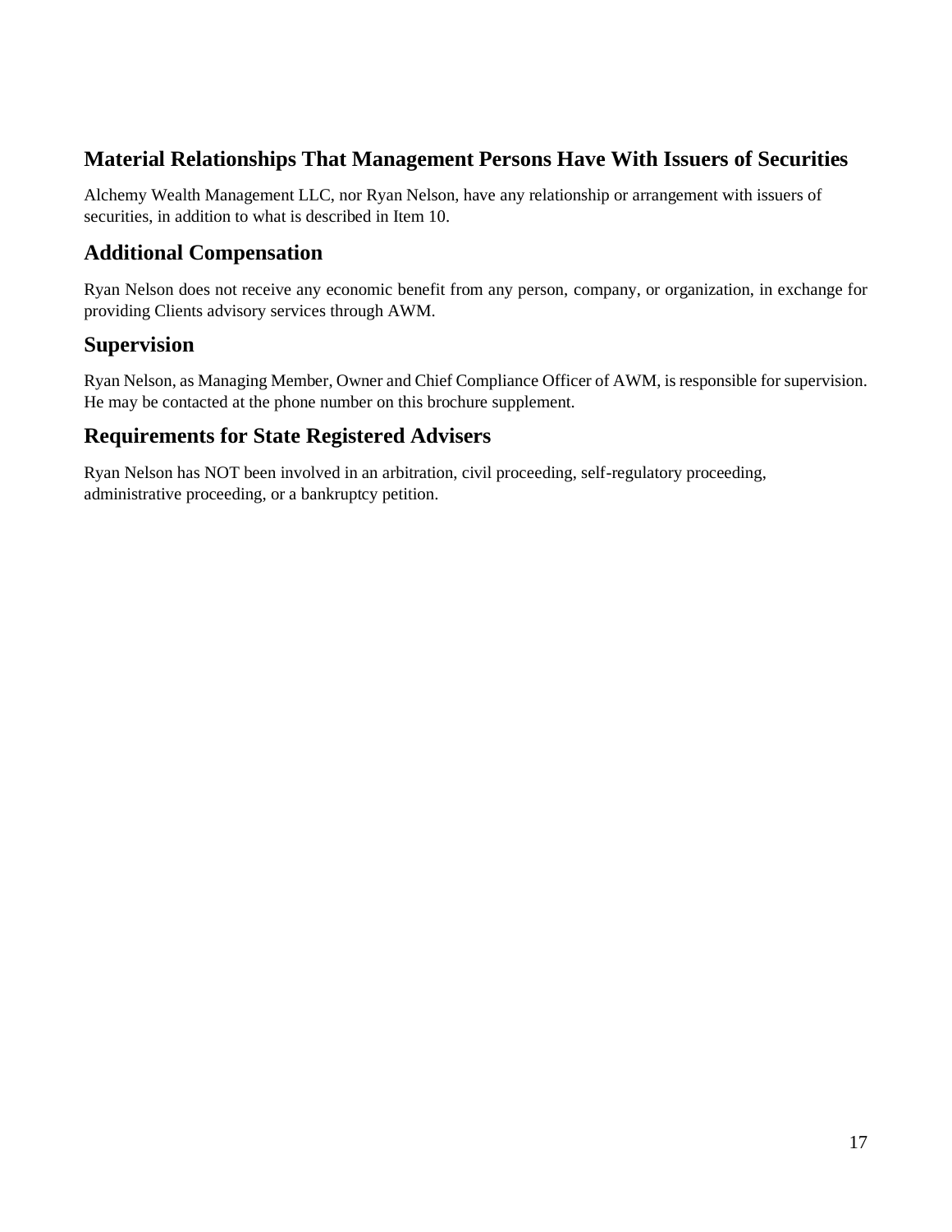## Material Relationships That Management Persons Have With Issuers of Securities

Alchemy Wealth Management LLC, nor Ryan Nelson, have any relationship or arrangement with issuers of securities, in addition to what is described in Item 10.

## Additional Compensation

Ryan Nelson does not receive any economic benefit from any person, company, or organization, in exchange for providing Clients advisory services through AWM.

## Supervision

Ryan Nelson, as Managing Member, Owner and Chief Compliance Officer of AWM, is responsible for supervision. He may be contacted at the phone number on this brochure supplement.

## Requirements for State Registered Advisers

Ryan Nelson has NOT been involved in an arbitration, civil proceeding, self-regulatory proceeding, administrative proceeding, or a bankruptcy petition.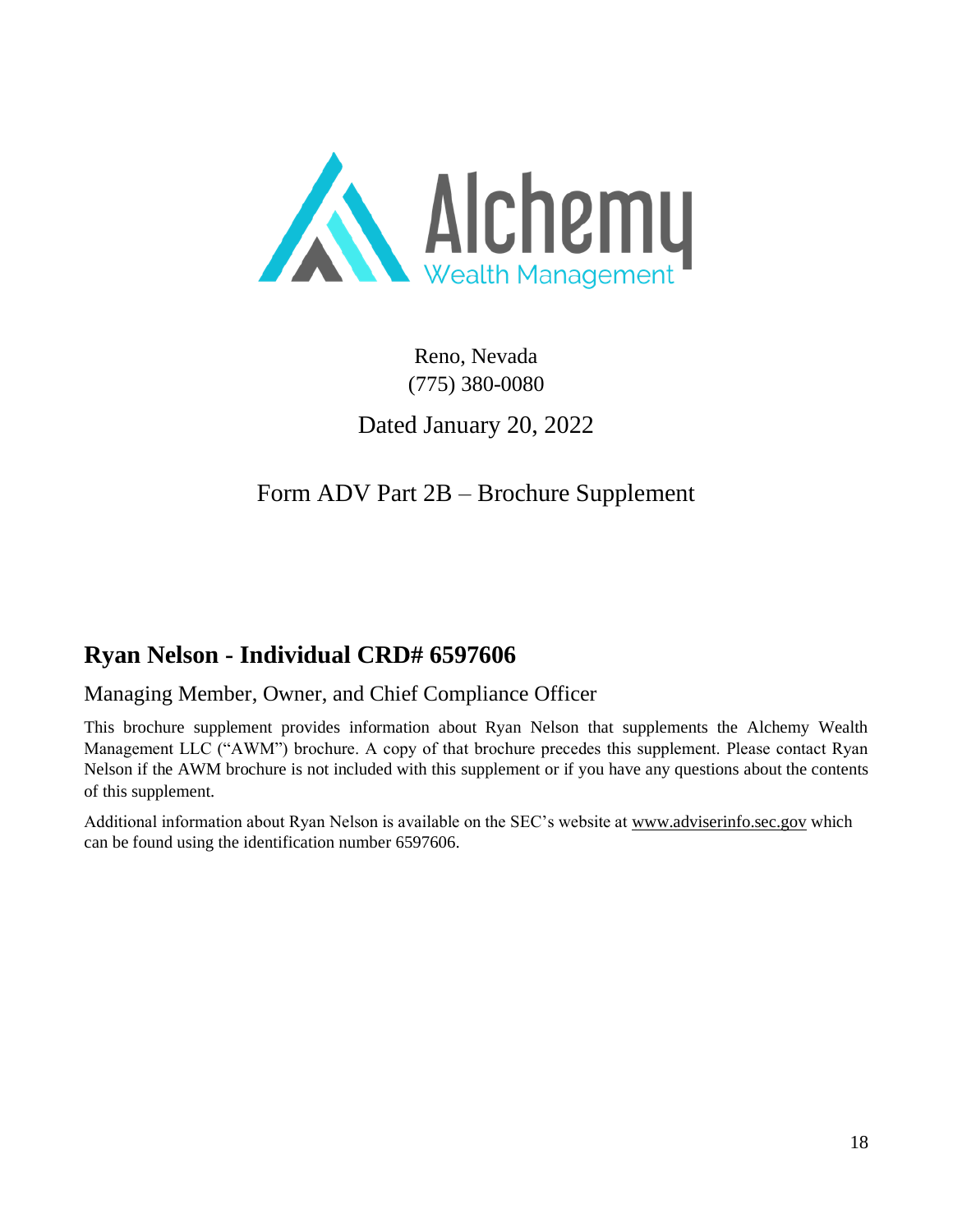Reno, Nevada
(775) 380-0080

Dated January 20, 2022

Form ADV Part 2B – Brochure Supplement

## Ryan Nelson - Individual CRD# 6597606

Managing Member, Owner, and Chief Compliance Officer

This brochure supplement provides information about Ryan Nelson that supplements the Alchemy Wealth Management LLC ("AWM") brochure. A copy of that brochure precedes this supplement. Please contact Ryan Nelson if the AWM brochure is not included with this supplement or if you have any questions about the contents of this supplement.

Additional information about Ryan Nelson is available on the SEC's website at www.adviserinfo.sec.gov which can be found using the identification number 6597606.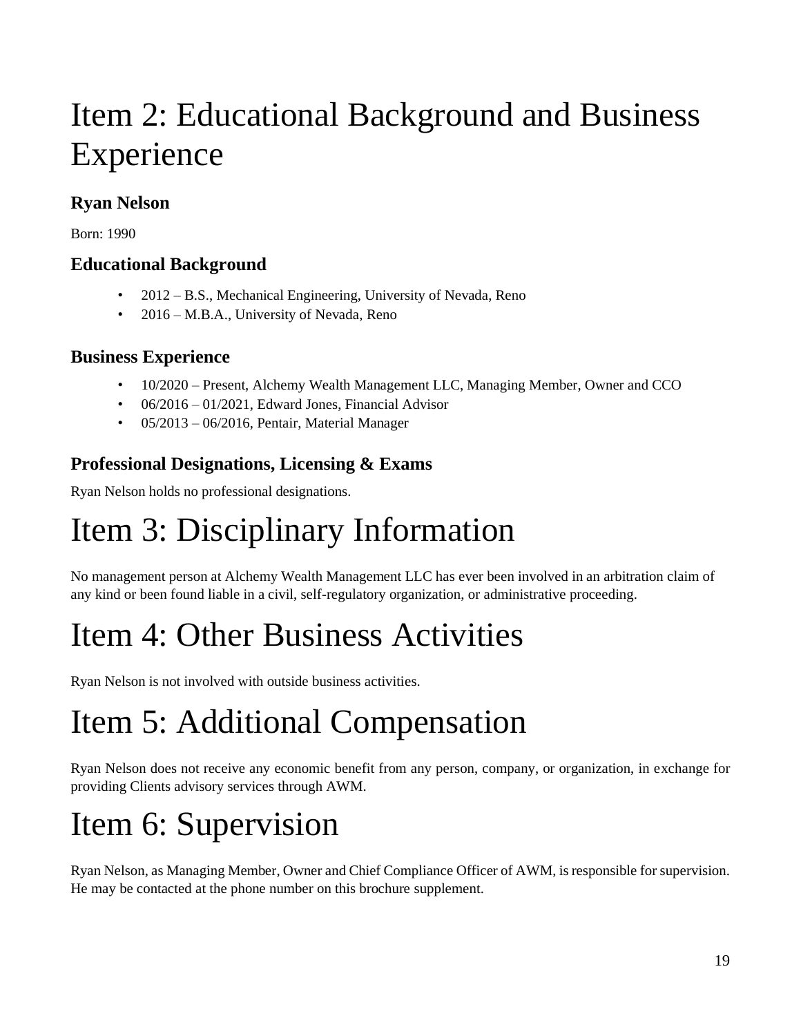# Item 2: Educational Background and Business Experience

### Ryan Nelson

Born: 1990

### Educational Background

- 2012 – B.S., Mechanical Engineering, University of Nevada, Reno
- 2016 – M.B.A., University of Nevada, Reno

### Business Experience

- 10/2020 – Present, Alchemy Wealth Management LLC, Managing Member, Owner and CCO
- 06/2016 – 01/2021, Edward Jones, Financial Advisor
- 05/2013 – 06/2016, Pentair, Material Manager

### Professional Designations, Licensing & Exams

Ryan Nelson holds no professional designations.

# Item 3: Disciplinary Information

No management person at Alchemy Wealth Management LLC has ever been involved in an arbitration claim of any kind or been found liable in a civil, self-regulatory organization, or administrative proceeding.

# Item 4: Other Business Activities

Ryan Nelson is not involved with outside business activities.

# Item 5: Additional Compensation

Ryan Nelson does not receive any economic benefit from any person, company, or organization, in exchange for providing Clients advisory services through AWM.

# Item 6: Supervision

Ryan Nelson, as Managing Member, Owner and Chief Compliance Officer of AWM, is responsible for supervision. He may be contacted at the phone number on this brochure supplement.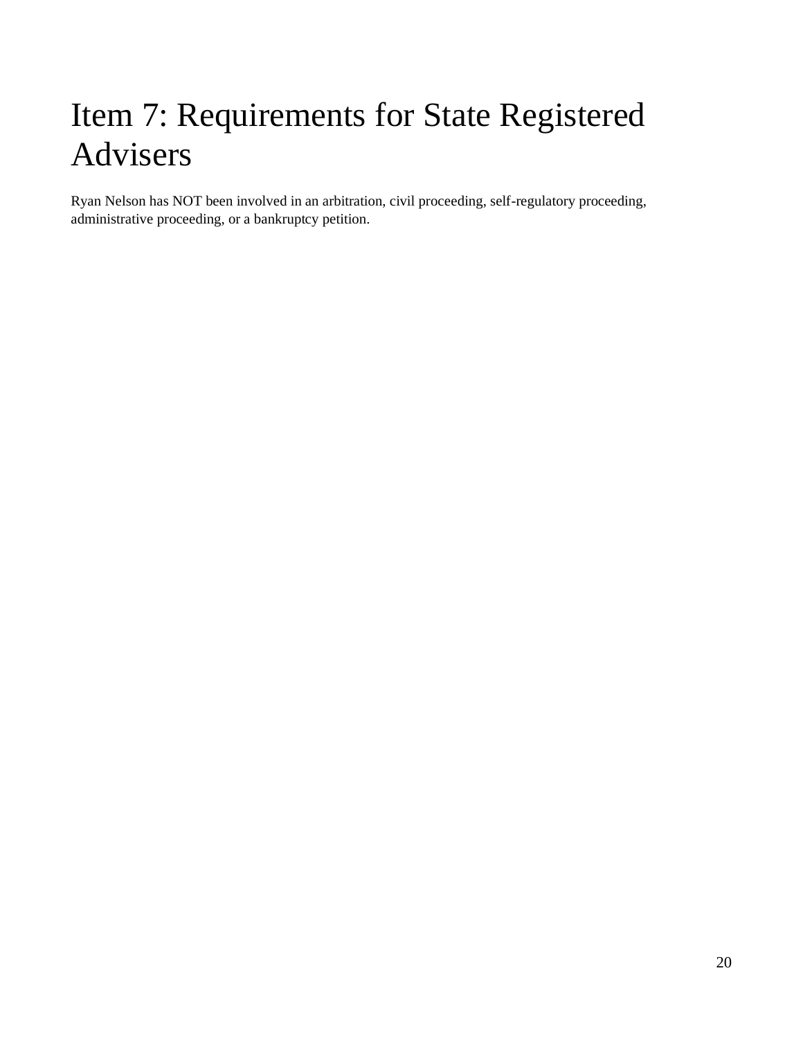# Item 7: Requirements for State Registered Advisers

Ryan Nelson has NOT been involved in an arbitration, civil proceeding, self-regulatory proceeding, administrative proceeding, or a bankruptcy petition.